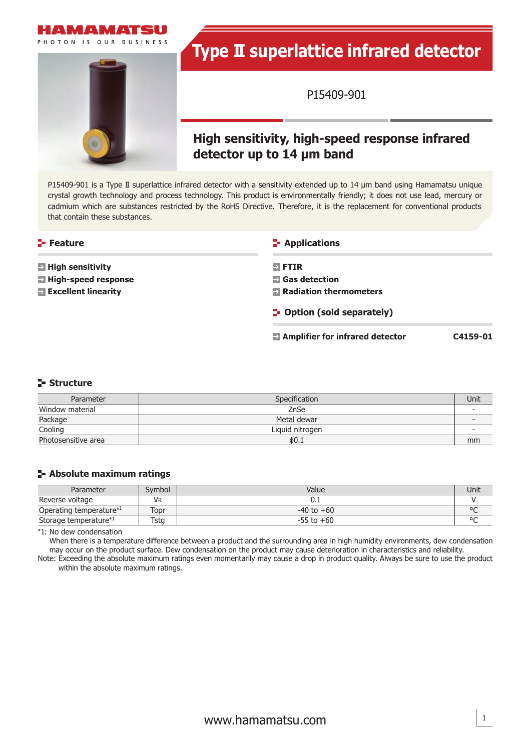# Type II superlattice infrared detector

P15409-901

## High sensitivity, high-speed response infrared detector up to 14 μm band

P15409-901 is a Type II superlattice infrared detector with a sensitivity extended up to 14 μm band using Hamamatsu unique crystal growth technology and process technology. This product is environmentally friendly; it does not use lead, mercury or cadmium which are substances restricted by the RoHS Directive. Therefore, it is the replacement for conventional products that contain these substances.

### Feature

- **High sensitivity**
- **High-speed response**
- **Excellent linearity**

### Applications

- **FTIR**
- **Gas detection**
- **Radiation thermometers**

### Option (sold separately)

- **Amplifier for infrared detector** **C4159-01**

### Structure

| Parameter | Specification | Unit |
|---|---|---|
| Window material | ZnSe | - |
| Package | Metal dewar | - |
| Cooling | Liquid nitrogen | - |
| Photosensitive area | ϕ0.1 | mm |

### Absolute maximum ratings

| Parameter | Symbol | Value | Unit |
|---|---|---|---|
| Reverse voltage | $V_R$ | 0.1 | V |
| Operating temperature*1 | Topr | -40 to +60 | °C |
| Storage temperature*1 | Tstg | -55 to +60 | °C |

*1: No dew condensation
When there is a temperature difference between a product and the surrounding area in high humidity environments, dew condensation may occur on the product surface. Dew condensation on the product may cause deterioration in characteristics and reliability.

Note: Exceeding the absolute maximum ratings even momentarily may cause a drop in product quality. Always be sure to use the product within the absolute maximum ratings.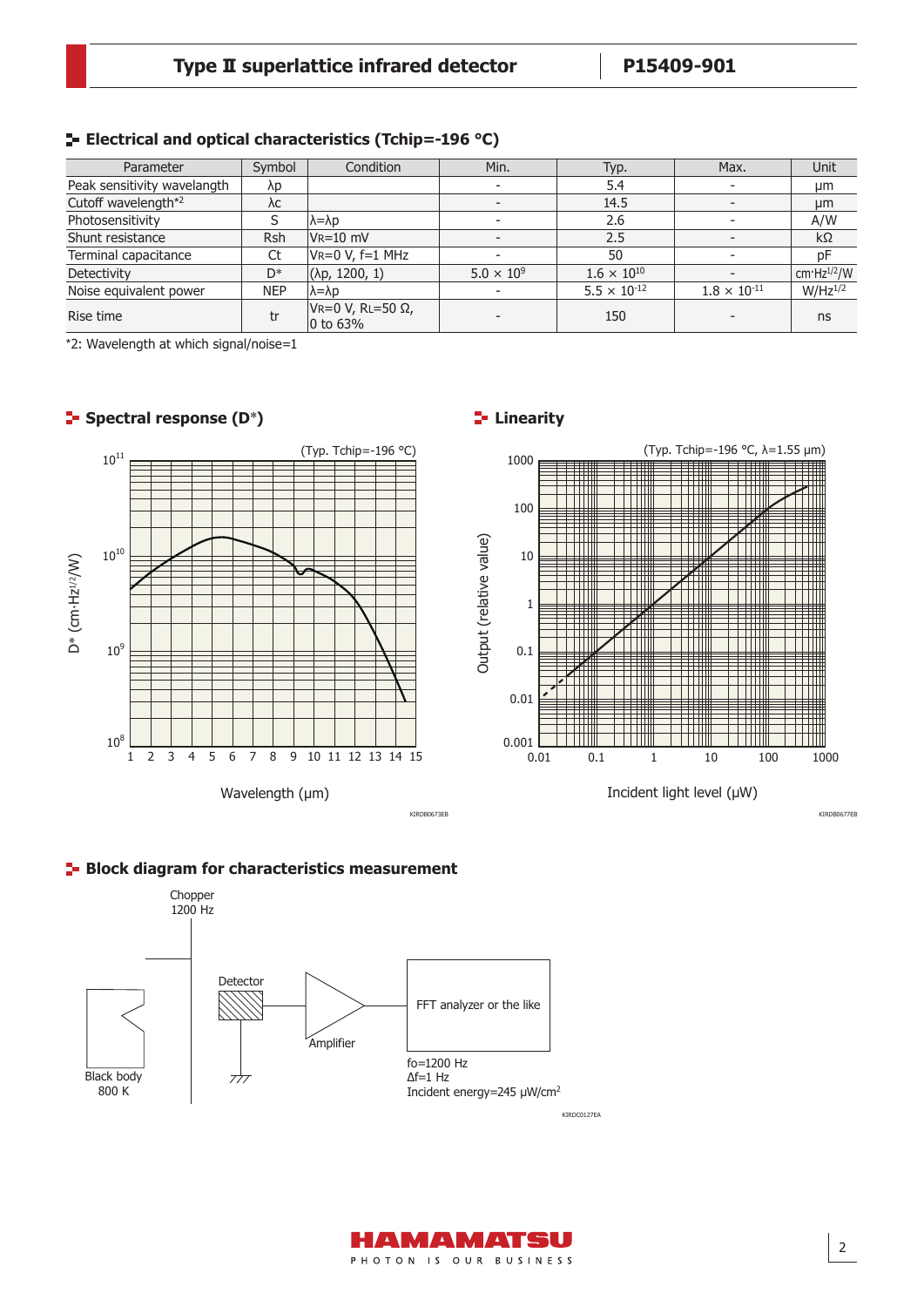## Electrical and optical characteristics (Tchip=-196 °C)

| Parameter | Symbol | Condition | Min. | Typ. | Max. | Unit |
|---|---|---|---|---|---|---|
| Peak sensitivity wavelength | λp | | - | 5.4 | - | μm |
| Cutoff wavelength*2 | λc | | - | 14.5 | - | μm |
| Photosensitivity | S | λ=λp | - | 2.6 | - | A/W |
| Shunt resistance | Rsh | $V_R$=10 mV | - | 2.5 | - | kΩ |
| Terminal capacitance | Ct | $V_R$=0 V, f=1 MHz | - | 50 | - | pF |
| Detectivity | D* | (λp, 1200, 1) | $5.0 \times 10^9$ | $1.6 \times 10^{10}$ | - | $cm \cdot Hz^{1/2}/W$ |
| Noise equivalent power | NEP | λ=λp | - | $5.5 \times 10^{-12}$ | $1.8 \times 10^{-11}$ | $W/Hz^{1/2}$ |
| Rise time | tr | $V_R$=0 V, $R_L$=50 Ω, 0 to 63% | - | 150 | - | ns |

*2: Wavelength at which signal/noise=1

## Spectral response (D*)

(Typ. Tchip=-196 °C)

D* (cm·Hz^1/2/W) vs. Wavelength (μm)

KIRDB0673EB

## Linearity

(Typ. Tchip=-196 °C, λ=1.55 μm)

Output (relative value) vs. Incident light level (μW)

KIRDB0677EB

## Block diagram for characteristics measurement

Chopper 1200 Hz

Black body 800 K → Detector → Amplifier → FFT analyzer or the like

fo=1200 Hz
Δf=1 Hz
Incident energy=245 μW/cm²

KIRDC0127EA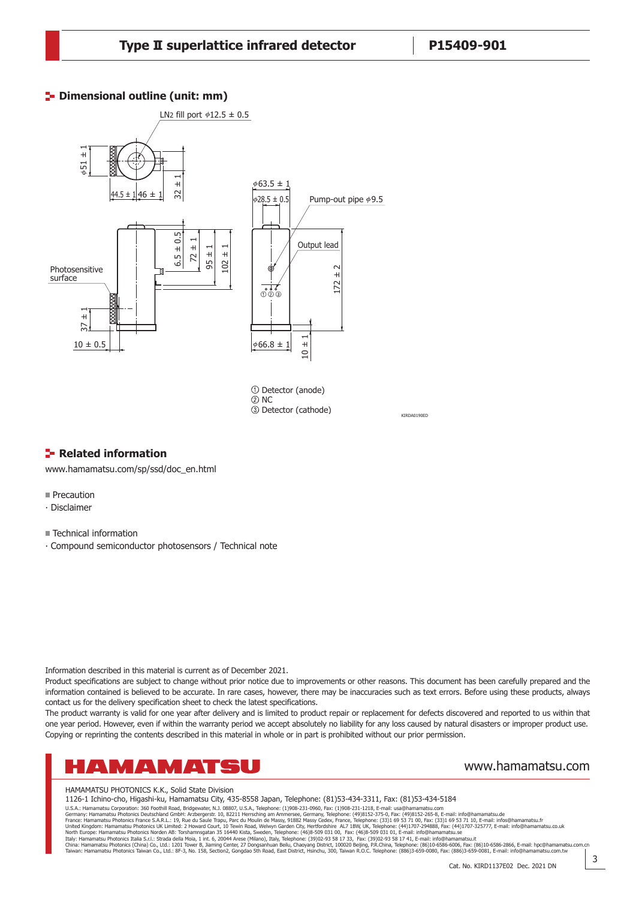## Dimensional outline (unit: mm)

LN2 fill port ϕ12.5 ± 0.5

ϕ51 ± 1

44.5 ± 1

46 ± 1

32 ± 1

ϕ63.5 ± 1

ϕ28.5 ± 0.5

Pump-out pipe ϕ9.5

Output lead

6.5 ± 0.5

72 ± 1

95 ± 1

102 ± 1

172 ± 2

Photosensitive surface

37 ± 1

10 ± 0.5

ϕ66.8 ± 1

10 ± 1

① Detector (anode)
② NC
③ Detector (cathode)

KIRDA0190ED

## Related information

www.hamamatsu.com/sp/ssd/doc_en.html

■ Precaution
· Disclaimer

■ Technical information
· Compound semiconductor photosensors / Technical note

Information described in this material is current as of December 2021.

Product specifications are subject to change without prior notice due to improvements or other reasons. This document has been carefully prepared and the information contained is believed to be accurate. In rare cases, however, there may be inaccuracies such as text errors. Before using these products, always contact us for the delivery specification sheet to check the latest specifications.

The product warranty is valid for one year after delivery and is limited to product repair or replacement for defects discovered and reported to us within that one year period. However, even if within the warranty period we accept absolutely no liability for any loss caused by natural disasters or improper product use.
Copying or reprinting the contents described in this material in whole or in part is prohibited without our prior permission.

HAMAMATSU

www.hamamatsu.com

HAMAMATSU PHOTONICS K.K., Solid State Division
1126-1 Ichino-cho, Higashi-ku, Hamamatsu City, 435-8558 Japan, Telephone: (81)53-434-3311, Fax: (81)53-434-5184
U.S.A.: Hamamatsu Corporation: 360 Foothill Road, Bridgewater, N.J. 08807, U.S.A., Telephone: (1)908-231-0960, Fax: (1)908-231-1218, E-mail: usa@hamamatsu.com
Germany: Hamamatsu Photonics Deutschland GmbH: Arzbergerstr. 10, 82211 Herrsching am Ammersee, Germany, Telephone: (49)8152-375-0, Fax: (49)8152-265-8, E-mail: info@hamamatsu.de
France: Hamamatsu Photonics France S.A.R.L.: 19, Rue du Saule Trapu, Parc du Moulin de Massy, 91882 Massy Cedex, France, Telephone: (33)1 69 53 71 00, Fax: (33)1 69 53 71 10, E-mail: infos@hamamatsu.fr
United Kingdom: Hamamatsu Photonics UK Limited: 2 Howard Court, 10 Tewin Road, Welwyn Garden City, Hertfordshire AL7 1BW, UK, Telephone: (44)1707-294888, Fax: (44)1707-325777, E-mail: info@hamamatsu.co.uk
North Europe: Hamamatsu Photonics Norden AB: Torshamnsgatan 35 16440 Kista, Sweden, Telephone: (46)8-509 031 00, Fax: (46)8-509 031 01, E-mail: info@hamamatsu.se
Italy: Hamamatsu Photonics Italia S.r.l.: Strada della Moia, 1 int. 6, 20044 Arese (Milano), Italy, Telephone: (39)02-93 58 17 33, Fax: (39)02-93 58 17 41, E-mail: info@hamamatsu.it
China: Hamamatsu Photonics (China) Co., Ltd.: 1201 Tower B, Jiaming Center, 27 Dongsanhuan Beilu, Chaoyang District, 100020 Beijing, P.R.China, Telephone: (86)10-6586-6006, Fax: (86)10-6586-2866, E-mail: hpc@hamamatsu.com.cn
Taiwan: Hamamatsu Photonics Taiwan Co., Ltd.: 8F-3, No. 158, Section2, Gongdao 5th Road, East District, Hsinchu, 300, Taiwan R.O.C. Telephone: (886)3-659-0080, Fax: (886)3-659-0081, E-mail: info@hamamatsu.com.tw

Cat. No. KIRD1137E02 Dec. 2021 DN